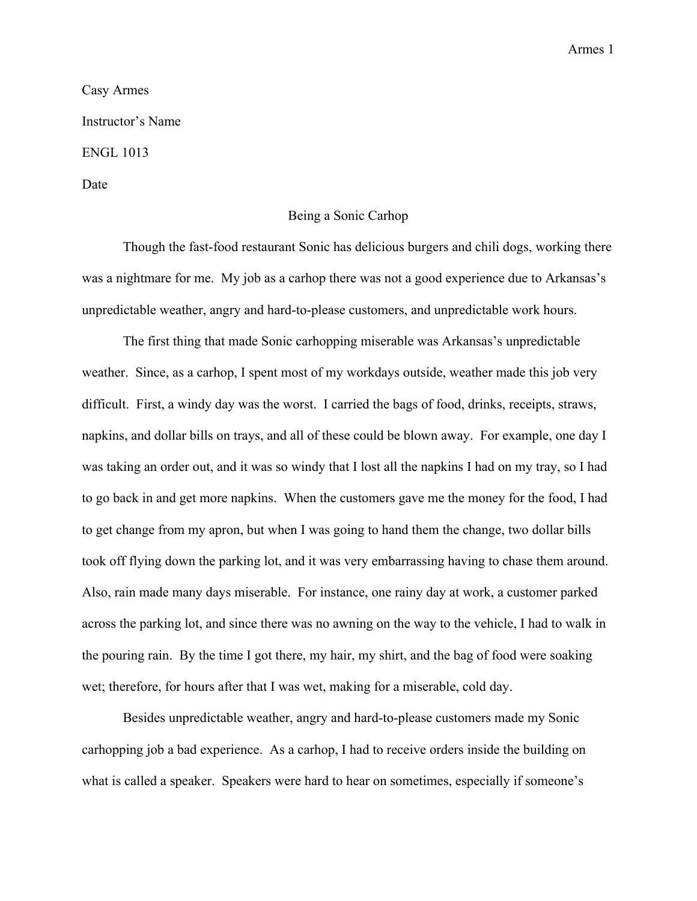Casy Armes

Instructor's Name

ENGL 1013

Date

# Being a Sonic Carhop

Though the fast-food restaurant Sonic has delicious burgers and chili dogs, working there was a nightmare for me. My job as a carhop there was not a good experience due to Arkansas's unpredictable weather, angry and hard-to-please customers, and unpredictable work hours.

The first thing that made Sonic carhopping miserable was Arkansas's unpredictable weather. Since, as a carhop, I spent most of my workdays outside, weather made this job very difficult. First, a windy day was the worst. I carried the bags of food, drinks, receipts, straws, napkins, and dollar bills on trays, and all of these could be blown away. For example, one day I was taking an order out, and it was so windy that I lost all the napkins I had on my tray, so I had to go back in and get more napkins. When the customers gave me the money for the food, I had to get change from my apron, but when I was going to hand them the change, two dollar bills took off flying down the parking lot, and it was very embarrassing having to chase them around. Also, rain made many days miserable. For instance, one rainy day at work, a customer parked across the parking lot, and since there was no awning on the way to the vehicle, I had to walk in the pouring rain. By the time I got there, my hair, my shirt, and the bag of food were soaking wet; therefore, for hours after that I was wet, making for a miserable, cold day.

Besides unpredictable weather, angry and hard-to-please customers made my Sonic carhopping job a bad experience. As a carhop, I had to receive orders inside the building on what is called a speaker. Speakers were hard to hear on sometimes, especially if someone's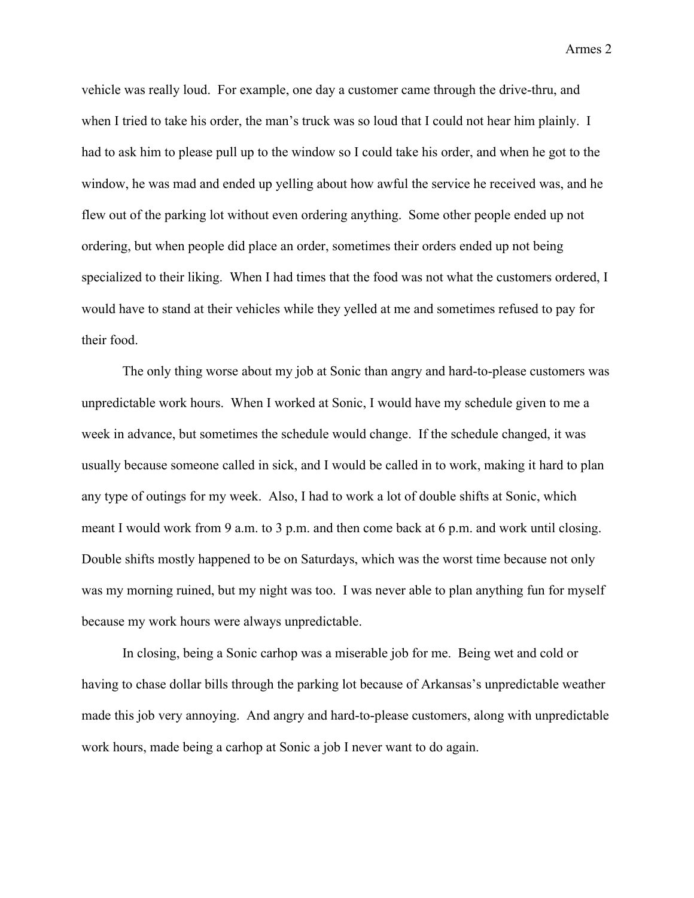vehicle was really loud. For example, one day a customer came through the drive-thru, and when I tried to take his order, the man's truck was so loud that I could not hear him plainly. I had to ask him to please pull up to the window so I could take his order, and when he got to the window, he was mad and ended up yelling about how awful the service he received was, and he flew out of the parking lot without even ordering anything. Some other people ended up not ordering, but when people did place an order, sometimes their orders ended up not being specialized to their liking. When I had times that the food was not what the customers ordered, I would have to stand at their vehicles while they yelled at me and sometimes refused to pay for their food.

The only thing worse about my job at Sonic than angry and hard-to-please customers was unpredictable work hours. When I worked at Sonic, I would have my schedule given to me a week in advance, but sometimes the schedule would change. If the schedule changed, it was usually because someone called in sick, and I would be called in to work, making it hard to plan any type of outings for my week. Also, I had to work a lot of double shifts at Sonic, which meant I would work from 9 a.m. to 3 p.m. and then come back at 6 p.m. and work until closing. Double shifts mostly happened to be on Saturdays, which was the worst time because not only was my morning ruined, but my night was too. I was never able to plan anything fun for myself because my work hours were always unpredictable.

In closing, being a Sonic carhop was a miserable job for me. Being wet and cold or having to chase dollar bills through the parking lot because of Arkansas's unpredictable weather made this job very annoying. And angry and hard-to-please customers, along with unpredictable work hours, made being a carhop at Sonic a job I never want to do again.